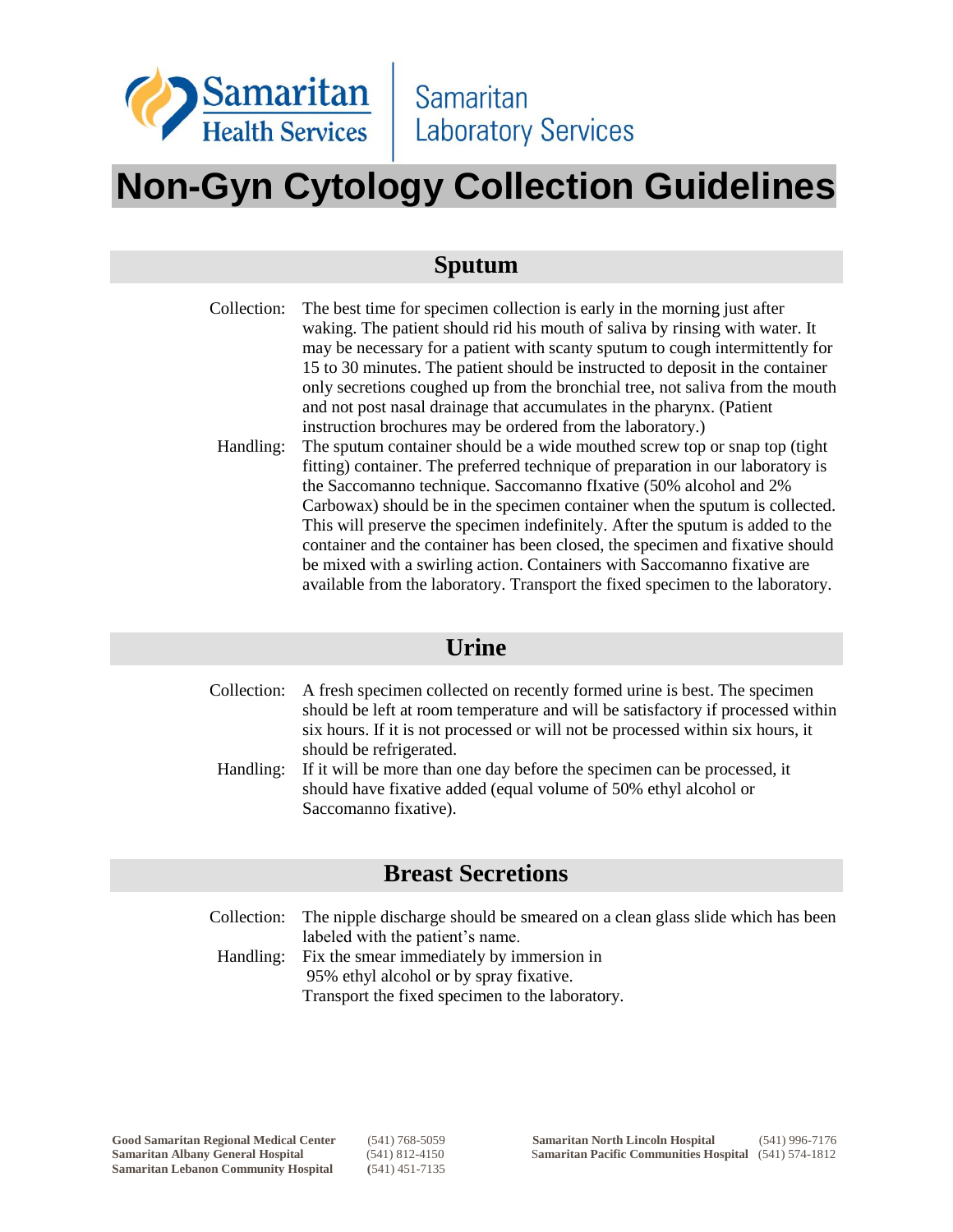Samaritan Health Services | Samaritan Laboratory Services

# Non-Gyn Cytology Collection Guidelines

## Sputum

**Collection:** The best time for specimen collection is early in the morning just after waking. The patient should rid his mouth of saliva by rinsing with water. It may be necessary for a patient with scanty sputum to cough intermittently for 15 to 30 minutes. The patient should be instructed to deposit in the container only secretions coughed up from the bronchial tree, not saliva from the mouth and not post nasal drainage that accumulates in the pharynx. (Patient instruction brochures may be ordered from the laboratory.)

**Handling:** The sputum container should be a wide mouthed screw top or snap top (tight fitting) container. The preferred technique of preparation in our laboratory is the Saccomanno technique. Saccomanno fIxative (50% alcohol and 2% Carbowax) should be in the specimen container when the sputum is collected. This will preserve the specimen indefinitely. After the sputum is added to the container and the container has been closed, the specimen and fixative should be mixed with a swirling action. Containers with Saccomanno fixative are available from the laboratory. Transport the fixed specimen to the laboratory.

## Urine

**Collection:** A fresh specimen collected on recently formed urine is best. The specimen should be left at room temperature and will be satisfactory if processed within six hours. If it is not processed or will not be processed within six hours, it should be refrigerated.

**Handling:** If it will be more than one day before the specimen can be processed, it should have fixative added (equal volume of 50% ethyl alcohol or Saccomanno fixative).

## Breast Secretions

**Collection:** The nipple discharge should be smeared on a clean glass slide which has been labeled with the patient's name.

**Handling:** Fix the smear immediately by immersion in 95% ethyl alcohol or by spray fixative. Transport the fixed specimen to the laboratory.

| | | | |
|---|---|---|---|
| **Good Samaritan Regional Medical Center** | (541) 768-5059 | **Samaritan North Lincoln Hospital** | (541) 996-7176 |
| **Samaritan Albany General Hospital** | (541) 812-4150 | **Samaritan Pacific Communities Hospital** | (541) 574-1812 |
| **Samaritan Lebanon Community Hospital** | (541) 451-7135 | | |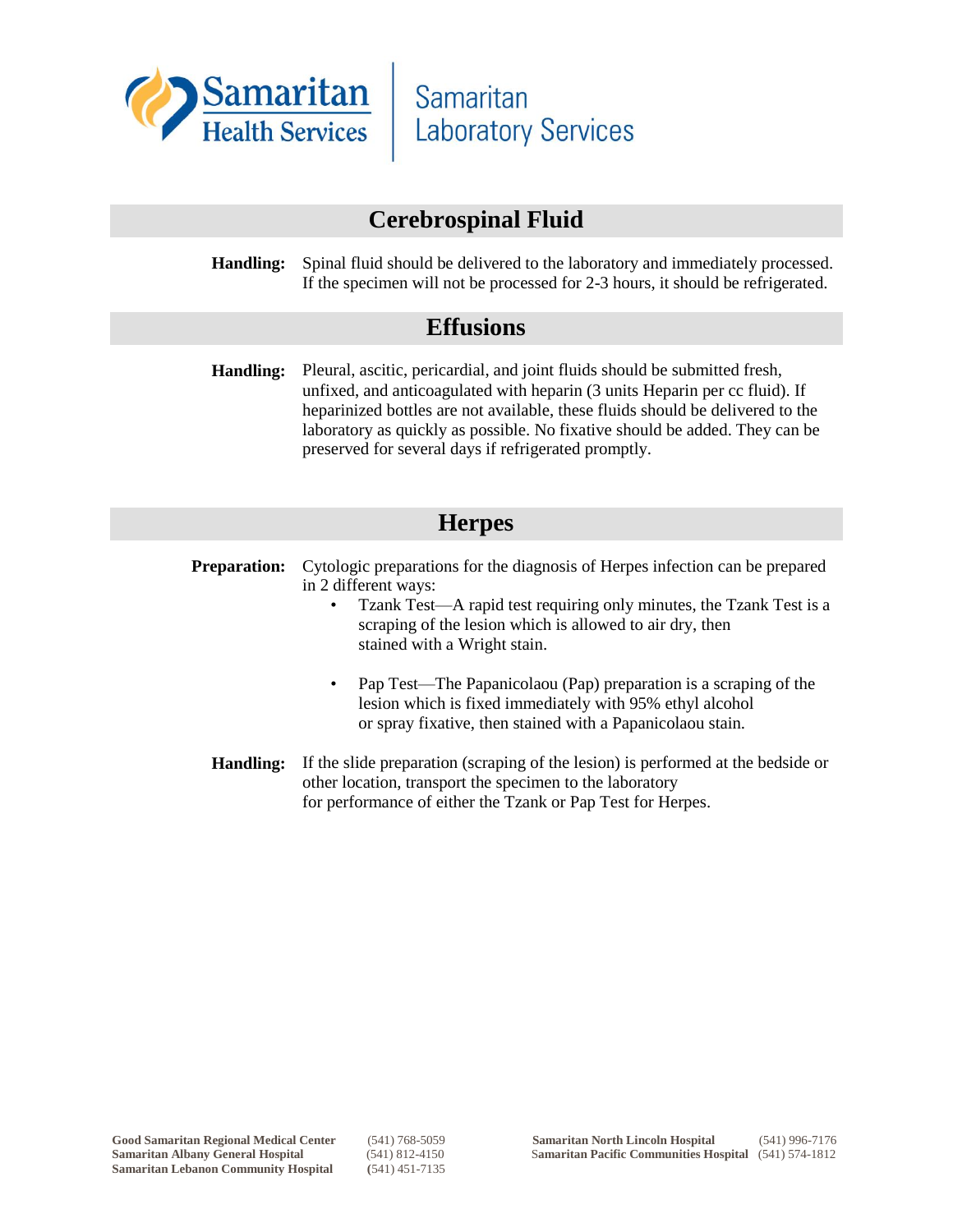## Cerebrospinal Fluid

**Handling:** Spinal fluid should be delivered to the laboratory and immediately processed. If the specimen will not be processed for 2-3 hours, it should be refrigerated.

## Effusions

**Handling:** Pleural, ascitic, pericardial, and joint fluids should be submitted fresh, unfixed, and anticoagulated with heparin (3 units Heparin per cc fluid). If heparinized bottles are not available, these fluids should be delivered to the laboratory as quickly as possible. No fixative should be added. They can be preserved for several days if refrigerated promptly.

## Herpes

**Preparation:** Cytologic preparations for the diagnosis of Herpes infection can be prepared in 2 different ways:

- Tzank Test—A rapid test requiring only minutes, the Tzank Test is a scraping of the lesion which is allowed to air dry, then stained with a Wright stain.
- Pap Test—The Papanicolaou (Pap) preparation is a scraping of the lesion which is fixed immediately with 95% ethyl alcohol or spray fixative, then stained with a Papanicolaou stain.

**Handling:** If the slide preparation (scraping of the lesion) is performed at the bedside or other location, transport the specimen to the laboratory for performance of either the Tzank or Pap Test for Herpes.